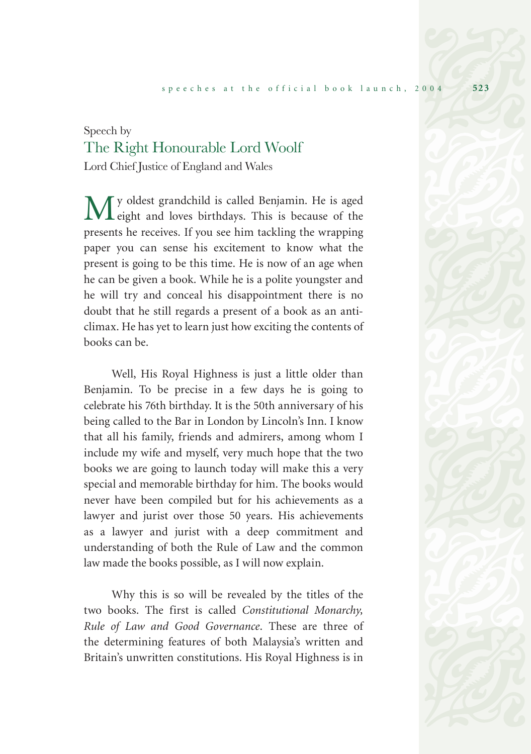Speech by

## The Right Honourable Lord Woolf

Lord Chief Justice of England and Wales

My oldest grandchild is called Benjamin. He is aged eight and loves birthdays. This is because of the presents he receives. If you see him tackling the wrapping paper you can sense his excitement to know what the present is going to be this time. He is now of an age when he can be given a book. While he is a polite youngster and he will try and conceal his disappointment there is no doubt that he still regards a present of a book as an anti-climax. He has yet to learn just how exciting the contents of books can be.

Well, His Royal Highness is just a little older than Benjamin. To be precise in a few days he is going to celebrate his 76th birthday. It is the 50th anniversary of his being called to the Bar in London by Lincoln's Inn. I know that all his family, friends and admirers, among whom I include my wife and myself, very much hope that the two books we are going to launch today will make this a very special and memorable birthday for him. The books would never have been compiled but for his achievements as a lawyer and jurist over those 50 years. His achievements as a lawyer and jurist with a deep commitment and understanding of both the Rule of Law and the common law made the books possible, as I will now explain.

Why this is so will be revealed by the titles of the two books. The first is called *Constitutional Monarchy, Rule of Law and Good Governance*. These are three of the determining features of both Malaysia's written and Britain's unwritten constitutions. His Royal Highness is in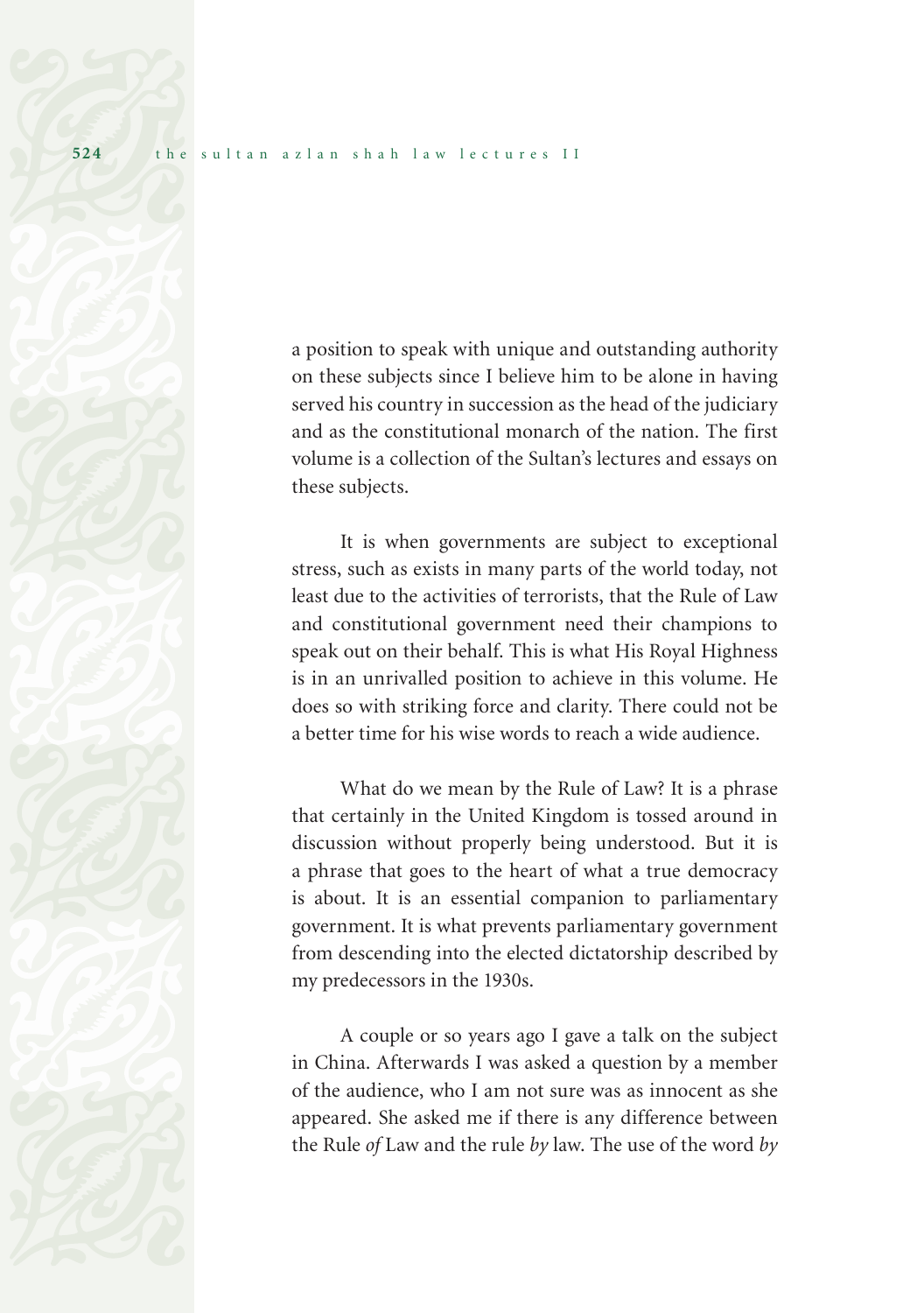a position to speak with unique and outstanding authority on these subjects since I believe him to be alone in having served his country in succession as the head of the judiciary and as the constitutional monarch of the nation. The first volume is a collection of the Sultan's lectures and essays on these subjects.

It is when governments are subject to exceptional stress, such as exists in many parts of the world today, not least due to the activities of terrorists, that the Rule of Law and constitutional government need their champions to speak out on their behalf. This is what His Royal Highness is in an unrivalled position to achieve in this volume. He does so with striking force and clarity. There could not be a better time for his wise words to reach a wide audience.

What do we mean by the Rule of Law? It is a phrase that certainly in the United Kingdom is tossed around in discussion without properly being understood. But it is a phrase that goes to the heart of what a true democracy is about. It is an essential companion to parliamentary government. It is what prevents parliamentary government from descending into the elected dictatorship described by my predecessors in the 1930s.

A couple or so years ago I gave a talk on the subject in China. Afterwards I was asked a question by a member of the audience, who I am not sure was as innocent as she appeared. She asked me if there is any difference between the Rule *of* Law and the rule *by* law. The use of the word *by*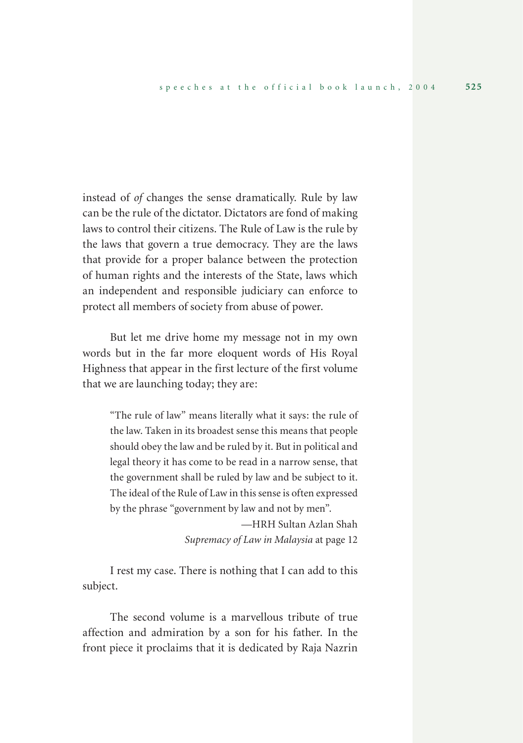instead of *of* changes the sense dramatically. Rule by law can be the rule of the dictator. Dictators are fond of making laws to control their citizens. The Rule of Law is the rule by the laws that govern a true democracy. They are the laws that provide for a proper balance between the protection of human rights and the interests of the State, laws which an independent and responsible judiciary can enforce to protect all members of society from abuse of power.

But let me drive home my message not in my own words but in the far more eloquent words of His Royal Highness that appear in the first lecture of the first volume that we are launching today; they are:

> "The rule of law" means literally what it says: the rule of the law. Taken in its broadest sense this means that people should obey the law and be ruled by it. But in political and legal theory it has come to be read in a narrow sense, that the government shall be ruled by law and be subject to it. The ideal of the Rule of Law in this sense is often expressed by the phrase "government by law and not by men".
>
> —HRH Sultan Azlan Shah
> *Supremacy of Law in Malaysia* at page 12

I rest my case. There is nothing that I can add to this subject.

The second volume is a marvellous tribute of true affection and admiration by a son for his father. In the front piece it proclaims that it is dedicated by Raja Nazrin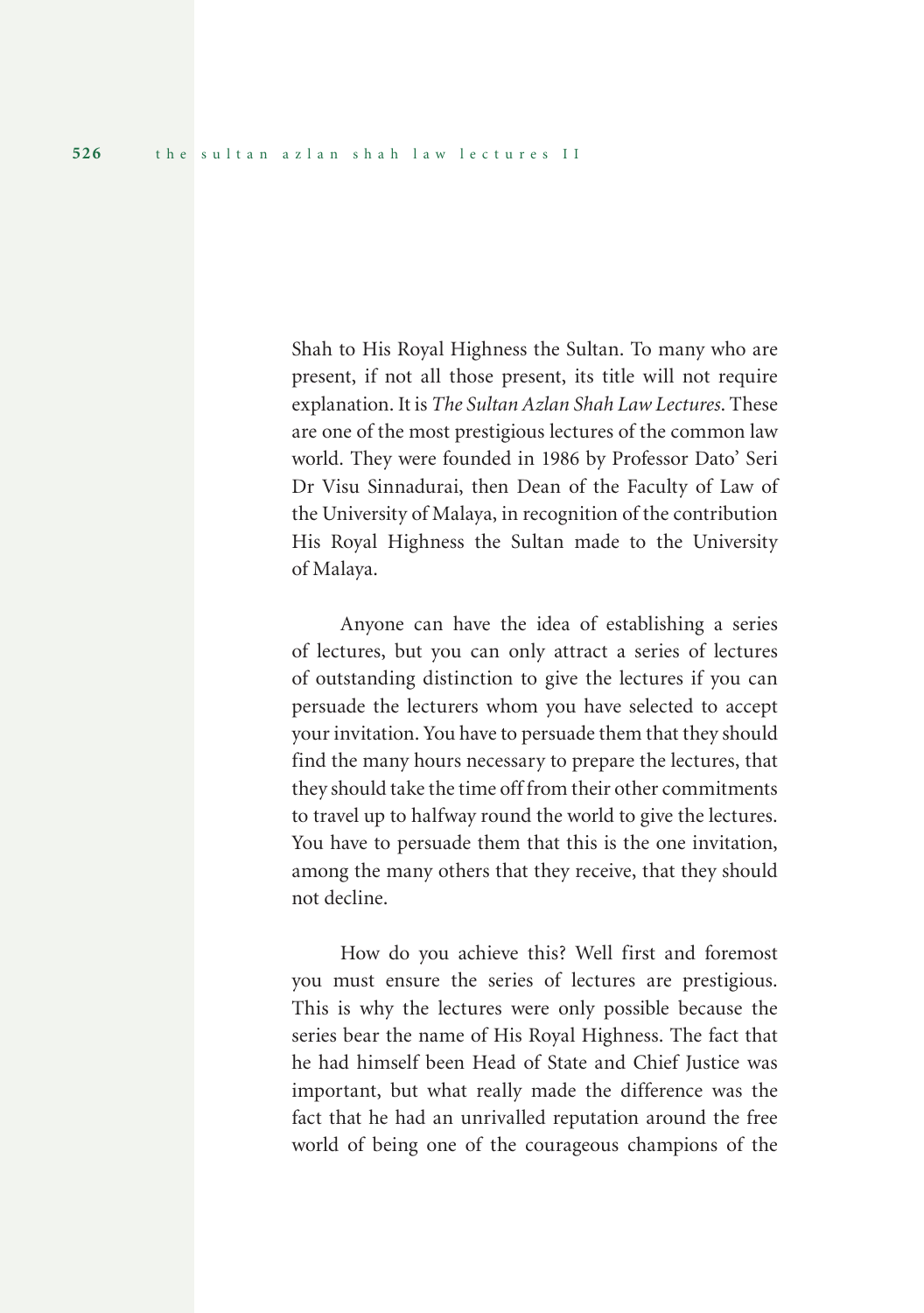Shah to His Royal Highness the Sultan. To many who are present, if not all those present, its title will not require explanation. It is *The Sultan Azlan Shah Law Lectures*. These are one of the most prestigious lectures of the common law world. They were founded in 1986 by Professor Dato' Seri Dr Visu Sinnadurai, then Dean of the Faculty of Law of the University of Malaya, in recognition of the contribution His Royal Highness the Sultan made to the University of Malaya.

Anyone can have the idea of establishing a series of lectures, but you can only attract a series of lectures of outstanding distinction to give the lectures if you can persuade the lecturers whom you have selected to accept your invitation. You have to persuade them that they should find the many hours necessary to prepare the lectures, that they should take the time off from their other commitments to travel up to halfway round the world to give the lectures. You have to persuade them that this is the one invitation, among the many others that they receive, that they should not decline.

How do you achieve this? Well first and foremost you must ensure the series of lectures are prestigious. This is why the lectures were only possible because the series bear the name of His Royal Highness. The fact that he had himself been Head of State and Chief Justice was important, but what really made the difference was the fact that he had an unrivalled reputation around the free world of being one of the courageous champions of the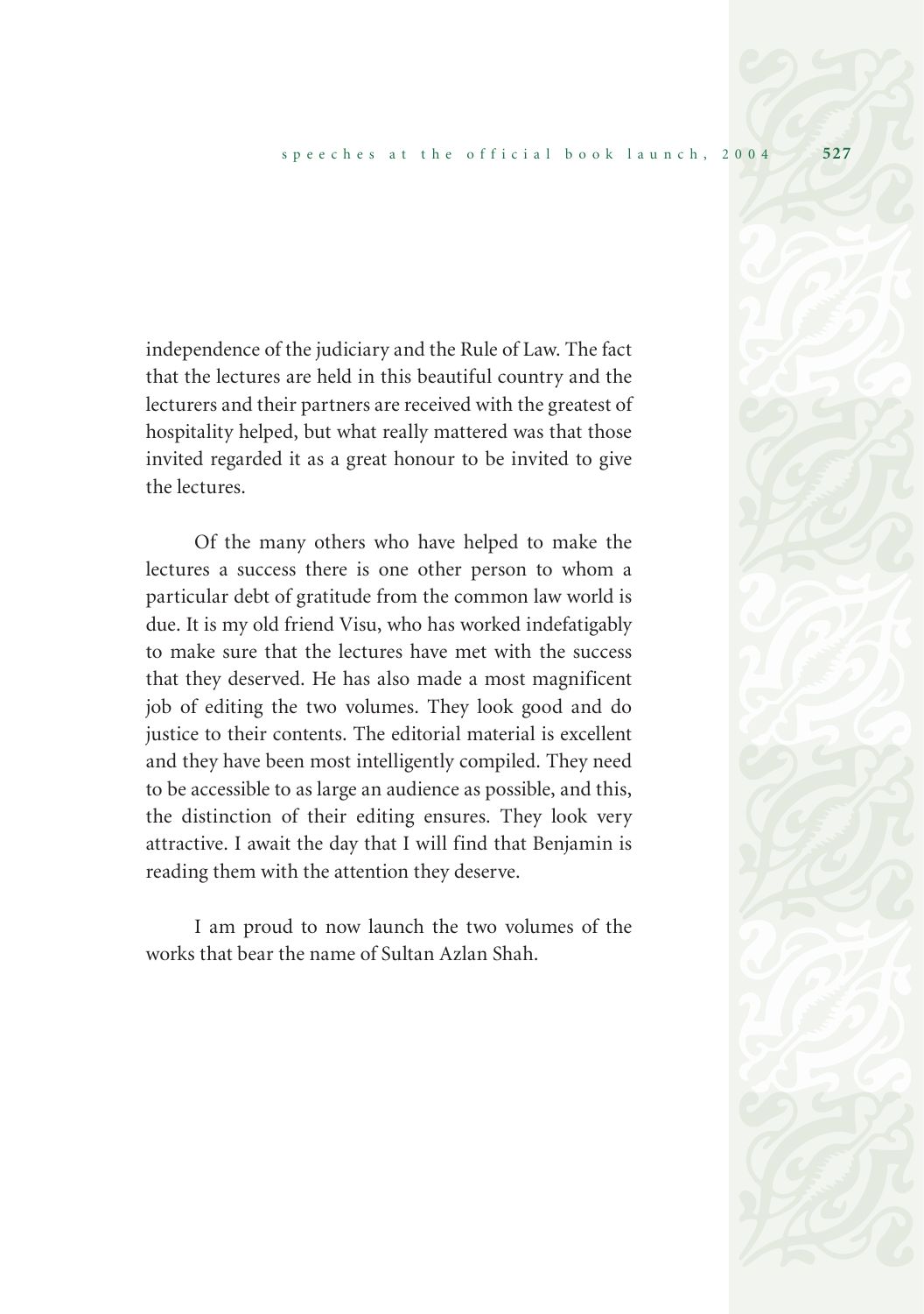independence of the judiciary and the Rule of Law. The fact that the lectures are held in this beautiful country and the lecturers and their partners are received with the greatest of hospitality helped, but what really mattered was that those invited regarded it as a great honour to be invited to give the lectures.

Of the many others who have helped to make the lectures a success there is one other person to whom a particular debt of gratitude from the common law world is due. It is my old friend Visu, who has worked indefatigably to make sure that the lectures have met with the success that they deserved. He has also made a most magnificent job of editing the two volumes. They look good and do justice to their contents. The editorial material is excellent and they have been most intelligently compiled. They need to be accessible to as large an audience as possible, and this, the distinction of their editing ensures. They look very attractive. I await the day that I will find that Benjamin is reading them with the attention they deserve.

I am proud to now launch the two volumes of the works that bear the name of Sultan Azlan Shah.